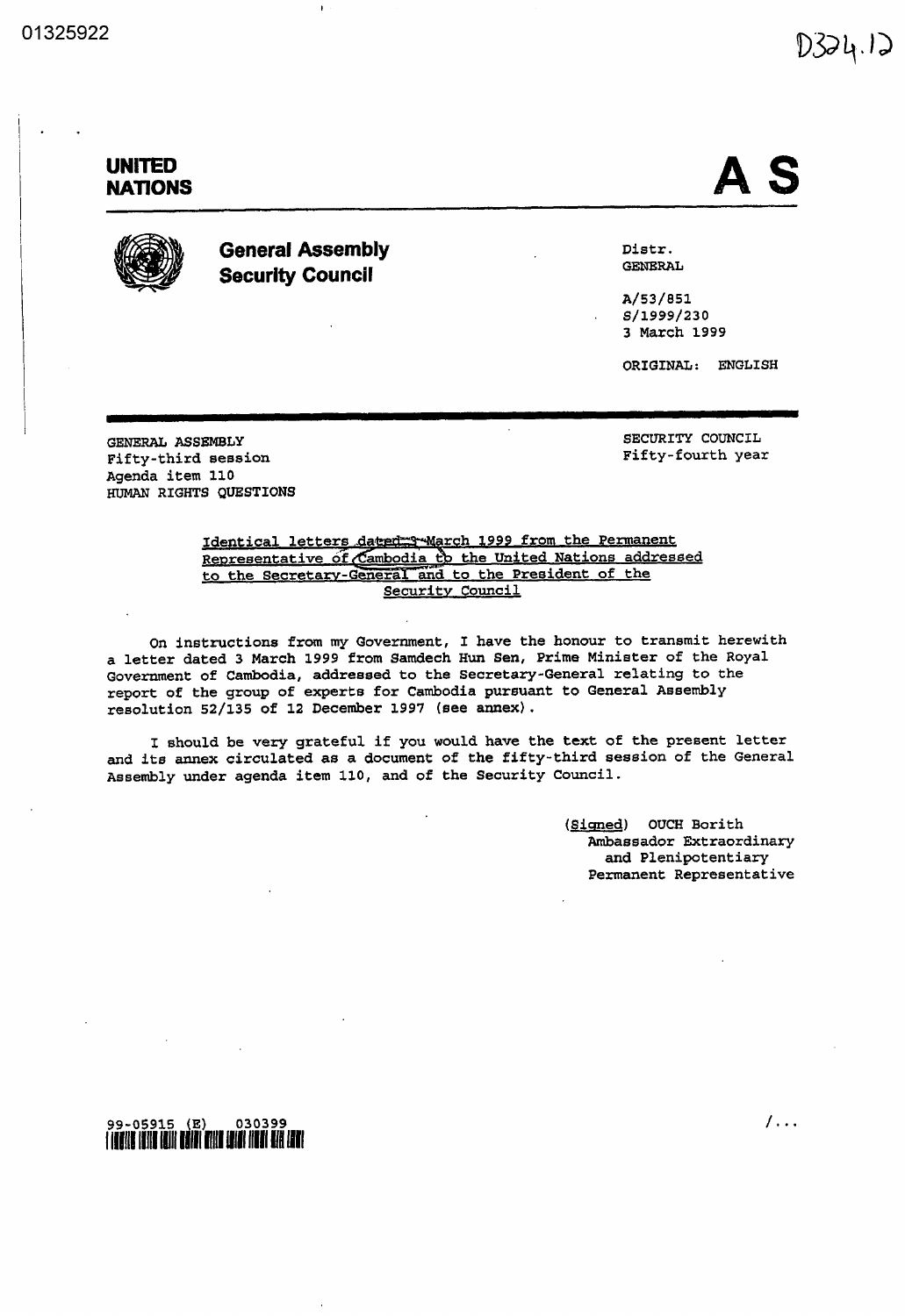01325922

D324.12

# UNITED NATIONS

**A S**

**General Assembly**
**Security Council**

Distr.
GENERAL

A/53/851
S/1999/230
3 March 1999

ORIGINAL: ENGLISH

GENERAL ASSEMBLY
Fifty-third session
Agenda item 110
HUMAN RIGHTS QUESTIONS

SECURITY COUNCIL
Fifty-fourth year

Identical letters dated 3 March 1999 from the Permanent Representative of Cambodia to the United Nations addressed to the Secretary-General and to the President of the Security Council

On instructions from my Government, I have the honour to transmit herewith a letter dated 3 March 1999 from Samdech Hun Sen, Prime Minister of the Royal Government of Cambodia, addressed to the Secretary-General relating to the report of the group of experts for Cambodia pursuant to General Assembly resolution 52/135 of 12 December 1997 (see annex).

I should be very grateful if you would have the text of the present letter and its annex circulated as a document of the fifty-third session of the General Assembly under agenda item 110, and of the Security Council.

(Signed) OUCH Borith
Ambassador Extraordinary
and Plenipotentiary
Permanent Representative

99-05915 (E) 030399

/...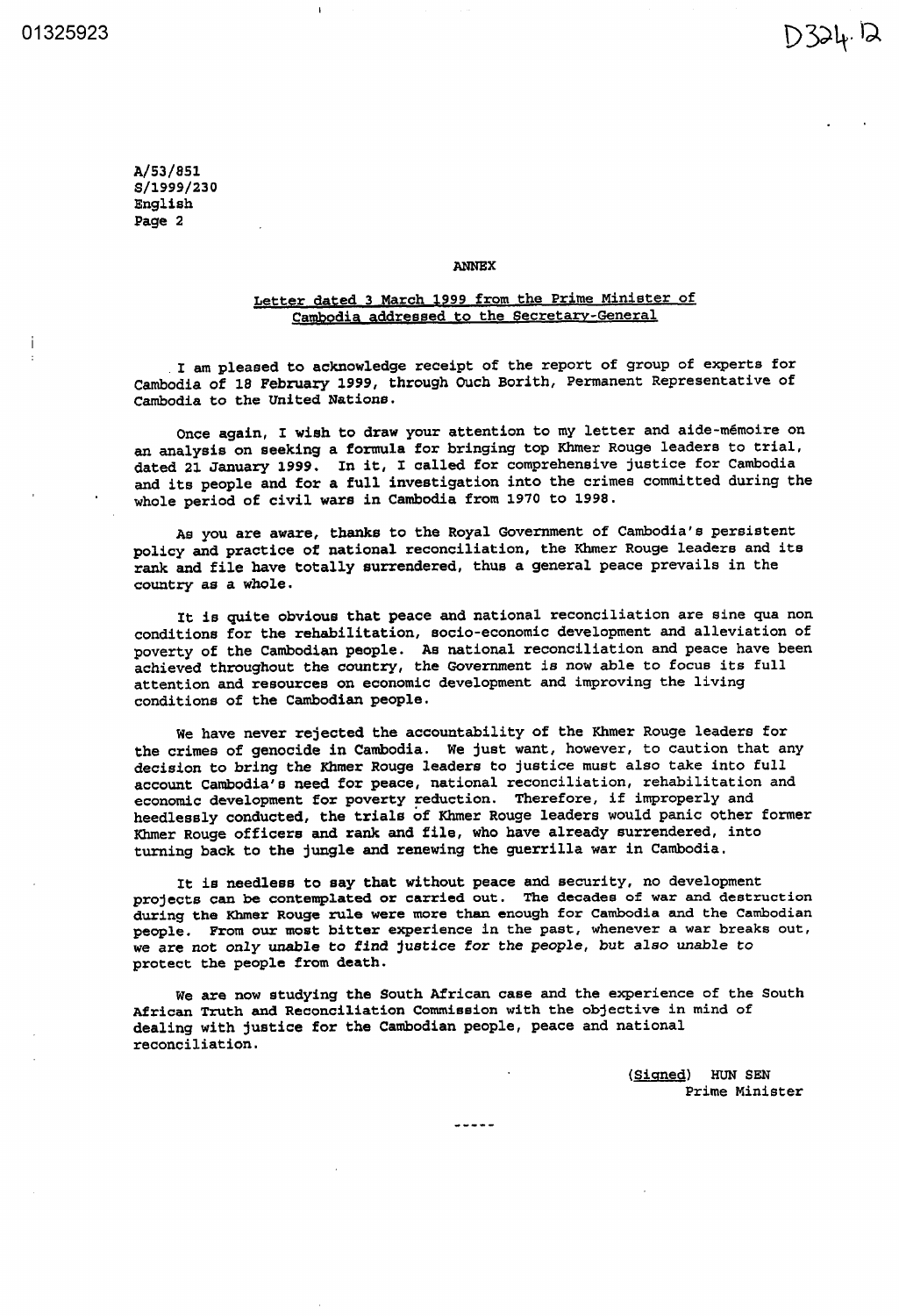A/53/851
S/1999/230
English

## ANNEX

### Letter dated 3 March 1999 from the Prime Minister of Cambodia addressed to the Secretary-General

I am pleased to acknowledge receipt of the report of group of experts for Cambodia of 18 February 1999, through Ouch Borith, Permanent Representative of Cambodia to the United Nations.

Once again, I wish to draw your attention to my letter and aide-mémoire on an analysis on seeking a formula for bringing top Khmer Rouge leaders to trial, dated 21 January 1999. In it, I called for comprehensive justice for Cambodia and its people and for a full investigation into the crimes committed during the whole period of civil wars in Cambodia from 1970 to 1998.

As you are aware, thanks to the Royal Government of Cambodia's persistent policy and practice of national reconciliation, the Khmer Rouge leaders and its rank and file have totally surrendered, thus a general peace prevails in the country as a whole.

It is quite obvious that peace and national reconciliation are sine qua non conditions for the rehabilitation, socio-economic development and alleviation of poverty of the Cambodian people. As national reconciliation and peace have been achieved throughout the country, the Government is now able to focus its full attention and resources on economic development and improving the living conditions of the Cambodian people.

We have never rejected the accountability of the Khmer Rouge leaders for the crimes of genocide in Cambodia. We just want, however, to caution that any decision to bring the Khmer Rouge leaders to justice must also take into full account Cambodia's need for peace, national reconciliation, rehabilitation and economic development for poverty reduction. Therefore, if improperly and heedlessly conducted, the trials of Khmer Rouge leaders would panic other former Khmer Rouge officers and rank and file, who have already surrendered, into turning back to the jungle and renewing the guerrilla war in Cambodia.

It is needless to say that without peace and security, no development projects can be contemplated or carried out. The decades of war and destruction during the Khmer Rouge rule were more than enough for Cambodia and the Cambodian people. From our most bitter experience in the past, whenever a war breaks out, we are not only unable to find justice for the people, but also unable to protect the people from death.

We are now studying the South African case and the experience of the South African Truth and Reconciliation Commission with the objective in mind of dealing with justice for the Cambodian people, peace and national reconciliation.

(Signed) HUN SEN
Prime Minister

-----